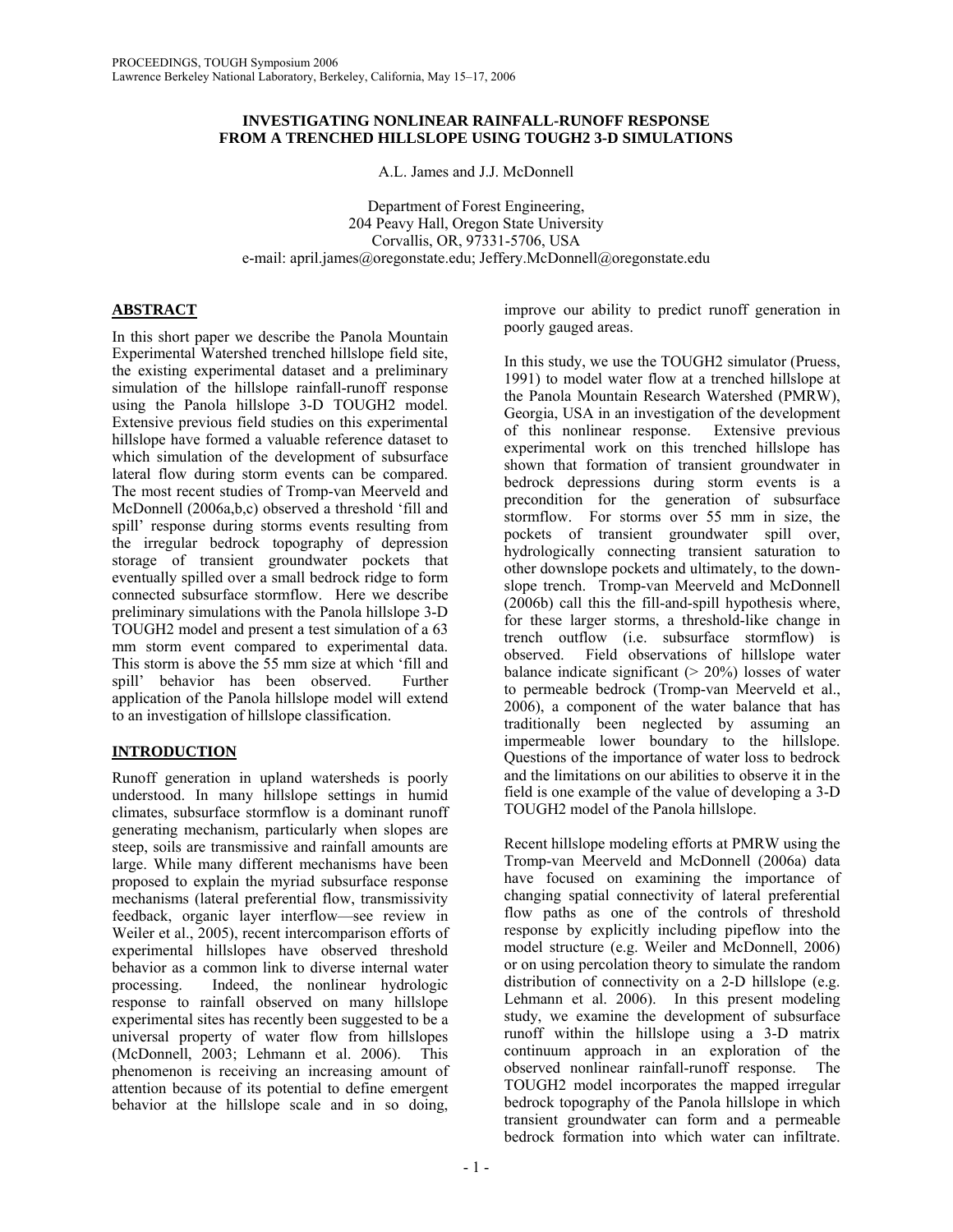# INVESTIGATING NONLINEAR RAINFALL-RUNOFF RESPONSE FROM A TRENCHED HILLSLOPE USING TOUGH2 3-D SIMULATIONS

A.L. James and J.J. McDonnell

Department of Forest Engineering,
204 Peavy Hall, Oregon State University
Corvallis, OR, 97331-5706, USA
e-mail: april.james@oregonstate.edu; Jeffery.McDonnell@oregonstate.edu

## ABSTRACT

In this short paper we describe the Panola Mountain Experimental Watershed trenched hillslope field site, the existing experimental dataset and a preliminary simulation of the hillslope rainfall-runoff response using the Panola hillslope 3-D TOUGH2 model. Extensive previous field studies on this experimental hillslope have formed a valuable reference dataset to which simulation of the development of subsurface lateral flow during storm events can be compared. The most recent studies of Tromp-van Meerveld and McDonnell (2006a,b,c) observed a threshold 'fill and spill' response during storms events resulting from the irregular bedrock topography of depression storage of transient groundwater pockets that eventually spilled over a small bedrock ridge to form connected subsurface stormflow. Here we describe preliminary simulations with the Panola hillslope 3-D TOUGH2 model and present a test simulation of a 63 mm storm event compared to experimental data. This storm is above the 55 mm size at which 'fill and spill' behavior has been observed. Further application of the Panola hillslope model will extend to an investigation of hillslope classification.

## INTRODUCTION

Runoff generation in upland watersheds is poorly understood. In many hillslope settings in humid climates, subsurface stormflow is a dominant runoff generating mechanism, particularly when slopes are steep, soils are transmissive and rainfall amounts are large. While many different mechanisms have been proposed to explain the myriad subsurface response mechanisms (lateral preferential flow, transmissivity feedback, organic layer interflow—see review in Weiler et al., 2005), recent intercomparison efforts of experimental hillslopes have observed threshold behavior as a common link to diverse internal water processing. Indeed, the nonlinear hydrologic response to rainfall observed on many hillslope experimental sites has recently been suggested to be a universal property of water flow from hillslopes (McDonnell, 2003; Lehmann et al. 2006). This phenomenon is receiving an increasing amount of attention because of its potential to define emergent behavior at the hillslope scale and in so doing, improve our ability to predict runoff generation in poorly gauged areas.

In this study, we use the TOUGH2 simulator (Pruess, 1991) to model water flow at a trenched hillslope at the Panola Mountain Research Watershed (PMRW), Georgia, USA in an investigation of the development of this nonlinear response. Extensive previous experimental work on this trenched hillslope has shown that formation of transient groundwater in bedrock depressions during storm events is a precondition for the generation of subsurface stormflow. For storms over 55 mm in size, the pockets of transient groundwater spill over, hydrologically connecting transient saturation to other downslope pockets and ultimately, to the down-slope trench. Tromp-van Meerveld and McDonnell (2006b) call this the fill-and-spill hypothesis where, for these larger storms, a threshold-like change in trench outflow (i.e. subsurface stormflow) is observed. Field observations of hillslope water balance indicate significant (> 20%) losses of water to permeable bedrock (Tromp-van Meerveld et al., 2006), a component of the water balance that has traditionally been neglected by assuming an impermeable lower boundary to the hillslope. Questions of the importance of water loss to bedrock and the limitations on our abilities to observe it in the field is one example of the value of developing a 3-D TOUGH2 model of the Panola hillslope.

Recent hillslope modeling efforts at PMRW using the Tromp-van Meerveld and McDonnell (2006a) data have focused on examining the importance of changing spatial connectivity of lateral preferential flow paths as one of the controls of threshold response by explicitly including pipeflow into the model structure (e.g. Weiler and McDonnell, 2006) or on using percolation theory to simulate the random distribution of connectivity on a 2-D hillslope (e.g. Lehmann et al. 2006). In this present modeling study, we examine the development of subsurface runoff within the hillslope using a 3-D matrix continuum approach in an exploration of the observed nonlinear rainfall-runoff response. The TOUGH2 model incorporates the mapped irregular bedrock topography of the Panola hillslope in which transient groundwater can form and a permeable bedrock formation into which water can infiltrate.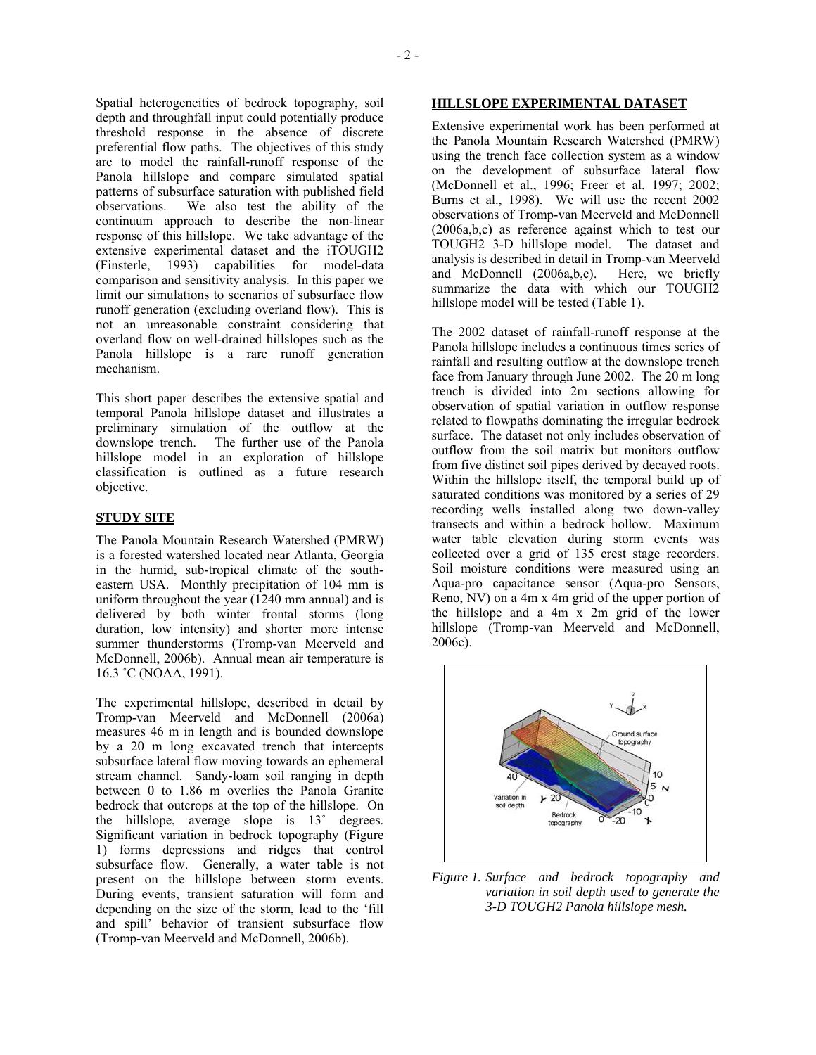Spatial heterogeneities of bedrock topography, soil depth and throughfall input could potentially produce threshold response in the absence of discrete preferential flow paths. The objectives of this study are to model the rainfall-runoff response of the Panola hillslope and compare simulated spatial patterns of subsurface saturation with published field observations. We also test the ability of the continuum approach to describe the non-linear response of this hillslope. We take advantage of the extensive experimental dataset and the iTOUGH2 (Finsterle, 1993) capabilities for model-data comparison and sensitivity analysis. In this paper we limit our simulations to scenarios of subsurface flow runoff generation (excluding overland flow). This is not an unreasonable constraint considering that overland flow on well-drained hillslopes such as the Panola hillslope is a rare runoff generation mechanism.

This short paper describes the extensive spatial and temporal Panola hillslope dataset and illustrates a preliminary simulation of the outflow at the downslope trench. The further use of the Panola hillslope model in an exploration of hillslope classification is outlined as a future research objective.

## STUDY SITE

The Panola Mountain Research Watershed (PMRW) is a forested watershed located near Atlanta, Georgia in the humid, sub-tropical climate of the south-eastern USA. Monthly precipitation of 104 mm is uniform throughout the year (1240 mm annual) and is delivered by both winter frontal storms (long duration, low intensity) and shorter more intense summer thunderstorms (Tromp-van Meerveld and McDonnell, 2006b). Annual mean air temperature is 16.3 ˚C (NOAA, 1991).

The experimental hillslope, described in detail by Tromp-van Meerveld and McDonnell (2006a) measures 46 m in length and is bounded downslope by a 20 m long excavated trench that intercepts subsurface lateral flow moving towards an ephemeral stream channel. Sandy-loam soil ranging in depth between 0 to 1.86 m overlies the Panola Granite bedrock that outcrops at the top of the hillslope. On the hillslope, average slope is 13˚ degrees. Significant variation in bedrock topography (Figure 1) forms depressions and ridges that control subsurface flow. Generally, a water table is not present on the hillslope between storm events. During events, transient saturation will form and depending on the size of the storm, lead to the 'fill and spill' behavior of transient subsurface flow (Tromp-van Meerveld and McDonnell, 2006b).

## HILLSLOPE EXPERIMENTAL DATASET

Extensive experimental work has been performed at the Panola Mountain Research Watershed (PMRW) using the trench face collection system as a window on the development of subsurface lateral flow (McDonnell et al., 1996; Freer et al. 1997; 2002; Burns et al., 1998). We will use the recent 2002 observations of Tromp-van Meerveld and McDonnell (2006a,b,c) as reference against which to test our TOUGH2 3-D hillslope model. The dataset and analysis is described in detail in Tromp-van Meerveld and McDonnell (2006a,b,c). Here, we briefly summarize the data with which our TOUGH2 hillslope model will be tested (Table 1).

The 2002 dataset of rainfall-runoff response at the Panola hillslope includes a continuous times series of rainfall and resulting outflow at the downslope trench face from January through June 2002. The 20 m long trench is divided into 2m sections allowing for observation of spatial variation in outflow response related to flowpaths dominating the irregular bedrock surface. The dataset not only includes observation of outflow from the soil matrix but monitors outflow from five distinct soil pipes derived by decayed roots. Within the hillslope itself, the temporal build up of saturated conditions was monitored by a series of 29 recording wells installed along two down-valley transects and within a bedrock hollow. Maximum water table elevation during storm events was collected over a grid of 135 crest stage recorders. Soil moisture conditions were measured using an Aqua-pro capacitance sensor (Aqua-pro Sensors, Reno, NV) on a 4m x 4m grid of the upper portion of the hillslope and a 4m x 2m grid of the lower hillslope (Tromp-van Meerveld and McDonnell, 2006c).

*Figure 1. Surface and bedrock topography and variation in soil depth used to generate the 3-D TOUGH2 Panola hillslope mesh.*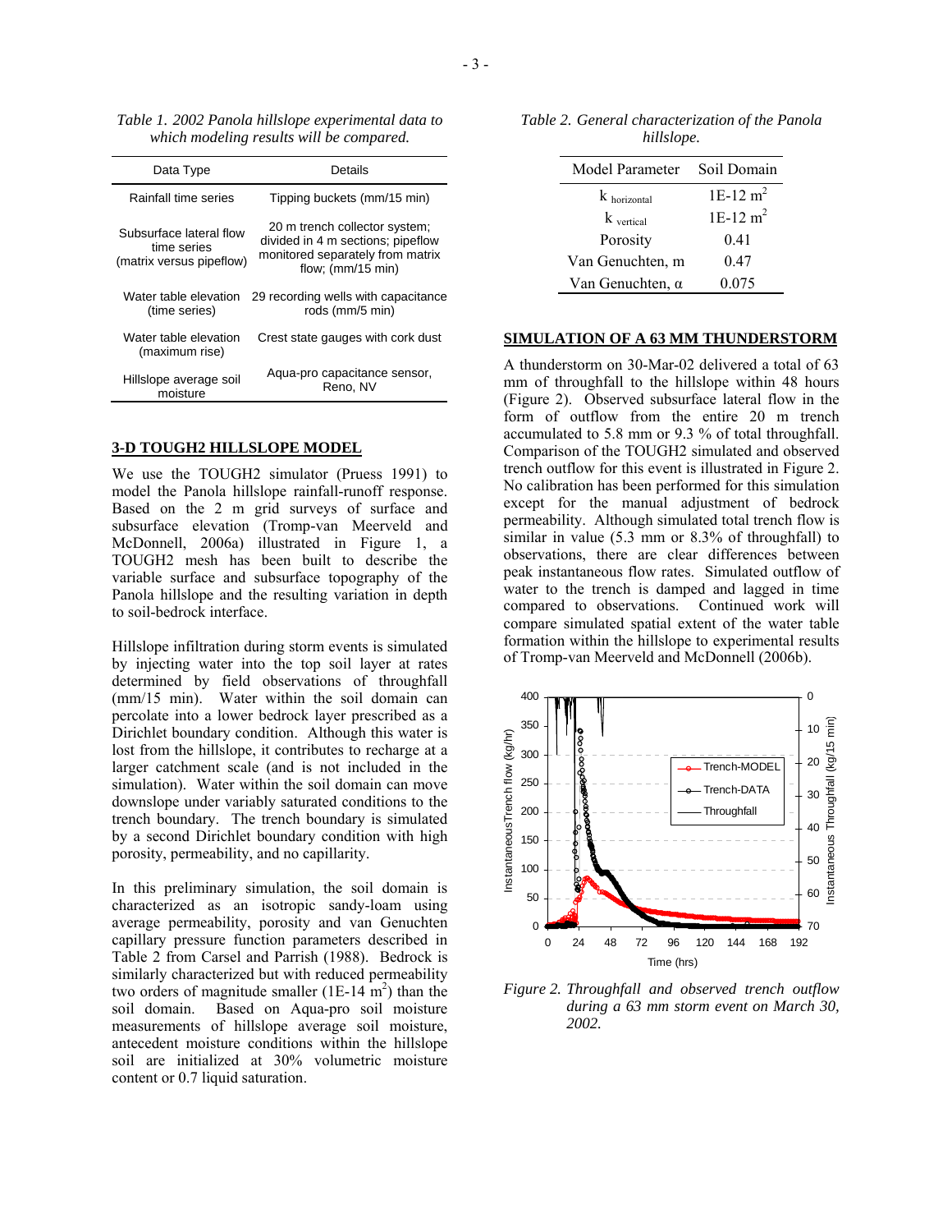*Table 1. 2002 Panola hillslope experimental data to which modeling results will be compared.*

| Data Type | Details |
|---|---|
| Rainfall time series | Tipping buckets (mm/15 min) |
| Subsurface lateral flow time series (matrix versus pipeflow) | 20 m trench collector system; divided in 4 m sections; pipeflow monitored separately from matrix flow; (mm/15 min) |
| Water table elevation (time series) | 29 recording wells with capacitance rods (mm/5 min) |
| Water table elevation (maximum rise) | Crest state gauges with cork dust |
| Hillslope average soil moisture | Aqua-pro capacitance sensor, Reno, NV |

## 3-D TOUGH2 HILLSLOPE MODEL

We use the TOUGH2 simulator (Pruess 1991) to model the Panola hillslope rainfall-runoff response. Based on the 2 m grid surveys of surface and subsurface elevation (Tromp-van Meerveld and McDonnell, 2006a) illustrated in Figure 1, a TOUGH2 mesh has been built to describe the variable surface and subsurface topography of the Panola hillslope and the resulting variation in depth to soil-bedrock interface.

Hillslope infiltration during storm events is simulated by injecting water into the top soil layer at rates determined by field observations of throughfall (mm/15 min). Water within the soil domain can percolate into a lower bedrock layer prescribed as a Dirichlet boundary condition. Although this water is lost from the hillslope, it contributes to recharge at a larger catchment scale (and is not included in the simulation). Water within the soil domain can move downslope under variably saturated conditions to the trench boundary. The trench boundary is simulated by a second Dirichlet boundary condition with high porosity, permeability, and no capillarity.

In this preliminary simulation, the soil domain is characterized as an isotropic sandy-loam using average permeability, porosity and van Genuchten capillary pressure function parameters described in Table 2 from Carsel and Parrish (1988). Bedrock is similarly characterized but with reduced permeability two orders of magnitude smaller (1E-14 $m^2$) than the soil domain. Based on Aqua-pro soil moisture measurements of hillslope average soil moisture, antecedent moisture conditions within the hillslope soil are initialized at 30% volumetric moisture content or 0.7 liquid saturation.

*Table 2. General characterization of the Panola hillslope.*

| Model Parameter | Soil Domain |
|---|---|
| $k_{horizontal}$ | 1E-12 $m^2$ |
| $k_{vertical}$ | 1E-12 $m^2$ |
| Porosity | 0.41 |
| Van Genuchten, m | 0.47 |
| Van Genuchten, $\alpha$ | 0.075 |

## SIMULATION OF A 63 MM THUNDERSTORM

A thunderstorm on 30-Mar-02 delivered a total of 63 mm of throughfall to the hillslope within 48 hours (Figure 2). Observed subsurface lateral flow in the form of outflow from the entire 20 m trench accumulated to 5.8 mm or 9.3 % of total throughfall. Comparison of the TOUGH2 simulated and observed trench outflow for this event is illustrated in Figure 2. No calibration has been performed for this simulation except for the manual adjustment of bedrock permeability. Although simulated total trench flow is similar in value (5.3 mm or 8.3% of throughfall) to observations, there are clear differences between peak instantaneous flow rates. Simulated outflow of water to the trench is damped and lagged in time compared to observations. Continued work will compare simulated spatial extent of the water table formation within the hillslope to experimental results of Tromp-van Meerveld and McDonnell (2006b).

*Figure 2. Throughfall and observed trench outflow during a 63 mm storm event on March 30, 2002.*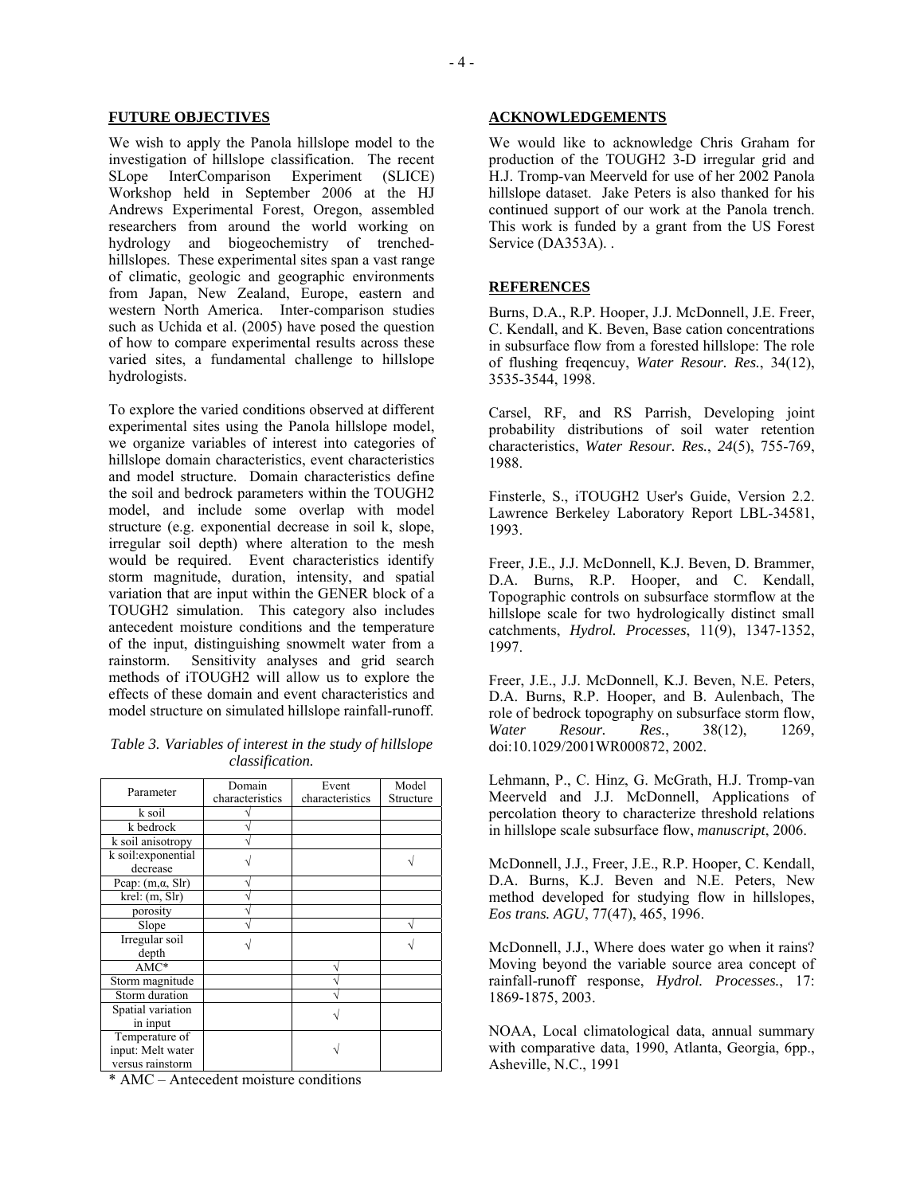## FUTURE OBJECTIVES

We wish to apply the Panola hillslope model to the investigation of hillslope classification. The recent SLope InterComparison Experiment (SLICE) Workshop held in September 2006 at the HJ Andrews Experimental Forest, Oregon, assembled researchers from around the world working on hydrology and biogeochemistry of trenched-hillslopes. These experimental sites span a vast range of climatic, geologic and geographic environments from Japan, New Zealand, Europe, eastern and western North America. Inter-comparison studies such as Uchida et al. (2005) have posed the question of how to compare experimental results across these varied sites, a fundamental challenge to hillslope hydrologists.

To explore the varied conditions observed at different experimental sites using the Panola hillslope model, we organize variables of interest into categories of hillslope domain characteristics, event characteristics and model structure. Domain characteristics define the soil and bedrock parameters within the TOUGH2 model, and include some overlap with model structure (e.g. exponential decrease in soil k, slope, irregular soil depth) where alteration to the mesh would be required. Event characteristics identify storm magnitude, duration, intensity, and spatial variation that are input within the GENER block of a TOUGH2 simulation. This category also includes antecedent moisture conditions and the temperature of the input, distinguishing snowmelt water from a rainstorm. Sensitivity analyses and grid search methods of iTOUGH2 will allow us to explore the effects of these domain and event characteristics and model structure on simulated hillslope rainfall-runoff.

*Table 3. Variables of interest in the study of hillslope classification.*

| Parameter | Domain characteristics | Event characteristics | Model Structure |
|---|---|---|---|
| k soil | √ | | |
| k bedrock | √ | | |
| k soil anisotropy | √ | | |
| k soil:exponential decrease | √ | | √ |
| Pcap: (m,α, Slr) | √ | | |
| krel: (m, Slr) | √ | | |
| porosity | √ | | |
| Slope | √ | | √ |
| Irregular soil depth | √ | | √ |
| AMC* | | √ | |
| Storm magnitude | | √ | |
| Storm duration | | √ | |
| Spatial variation in input | | √ | |
| Temperature of input: Melt water versus rainstorm | | √ | |

\* AMC – Antecedent moisture conditions

## ACKNOWLEDGEMENTS

We would like to acknowledge Chris Graham for production of the TOUGH2 3-D irregular grid and H.J. Tromp-van Meerveld for use of her 2002 Panola hillslope dataset. Jake Peters is also thanked for his continued support of our work at the Panola trench. This work is funded by a grant from the US Forest Service (DA353A). .

## REFERENCES

Burns, D.A., R.P. Hooper, J.J. McDonnell, J.E. Freer, C. Kendall, and K. Beven, Base cation concentrations in subsurface flow from a forested hillslope: The role of flushing freqencuy, *Water Resour. Res.*, 34(12), 3535-3544, 1998.

Carsel, RF, and RS Parrish, Developing joint probability distributions of soil water retention characteristics, *Water Resour. Res.*, *24*(5), 755-769, 1988.

Finsterle, S., iTOUGH2 User's Guide, Version 2.2. Lawrence Berkeley Laboratory Report LBL-34581, 1993.

Freer, J.E., J.J. McDonnell, K.J. Beven, D. Brammer, D.A. Burns, R.P. Hooper, and C. Kendall, Topographic controls on subsurface stormflow at the hillslope scale for two hydrologically distinct small catchments, *Hydrol. Processes*, 11(9), 1347-1352, 1997.

Freer, J.E., J.J. McDonnell, K.J. Beven, N.E. Peters, D.A. Burns, R.P. Hooper, and B. Aulenbach, The role of bedrock topography on subsurface storm flow, *Water Resour. Res.*, 38(12), 1269, doi:10.1029/2001WR000872, 2002.

Lehmann, P., C. Hinz, G. McGrath, H.J. Tromp-van Meerveld and J.J. McDonnell, Applications of percolation theory to characterize threshold relations in hillslope scale subsurface flow, *manuscript*, 2006.

McDonnell, J.J., Freer, J.E., R.P. Hooper, C. Kendall, D.A. Burns, K.J. Beven and N.E. Peters, New method developed for studying flow in hillslopes, *Eos trans. AGU*, 77(47), 465, 1996.

McDonnell, J.J., Where does water go when it rains? Moving beyond the variable source area concept of rainfall-runoff response, *Hydrol. Processes.*, 17: 1869-1875, 2003.

NOAA, Local climatological data, annual summary with comparative data, 1990, Atlanta, Georgia, 6pp., Asheville, N.C., 1991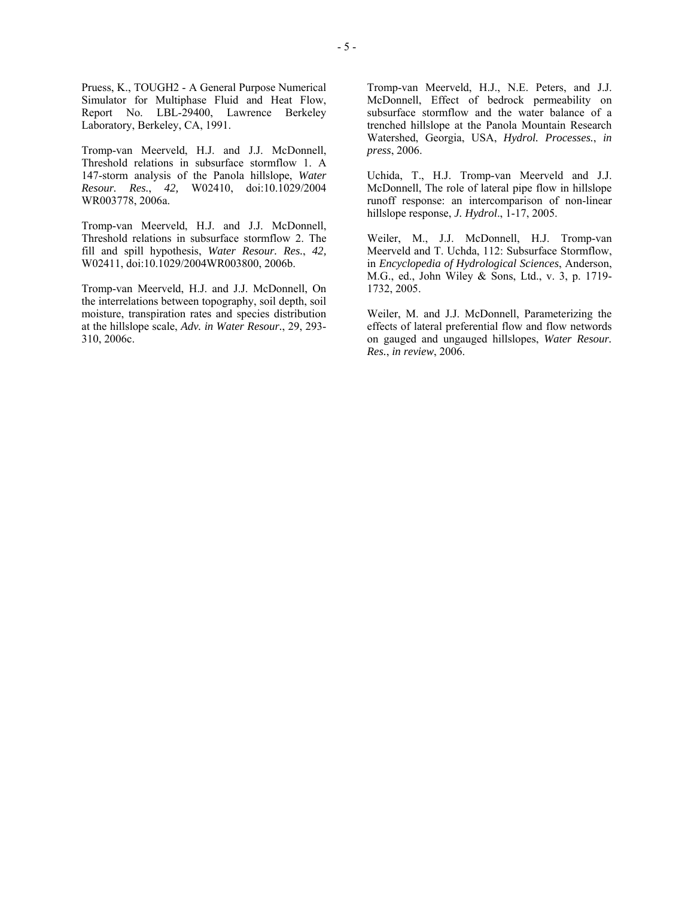Pruess, K., TOUGH2 - A General Purpose Numerical Simulator for Multiphase Fluid and Heat Flow, Report No. LBL-29400, Lawrence Berkeley Laboratory, Berkeley, CA, 1991.

Tromp-van Meerveld, H.J. and J.J. McDonnell, Threshold relations in subsurface stormflow 1. A 147-storm analysis of the Panola hillslope, *Water Resour. Res.*, *42,* W02410, doi:10.1029/2004 WR003778, 2006a.

Tromp-van Meerveld, H.J. and J.J. McDonnell, Threshold relations in subsurface stormflow 2. The fill and spill hypothesis, *Water Resour. Res.*, *42,* W02411, doi:10.1029/2004WR003800, 2006b.

Tromp-van Meerveld, H.J. and J.J. McDonnell, On the interrelations between topography, soil depth, soil moisture, transpiration rates and species distribution at the hillslope scale, *Adv. in Water Resour.*, 29, 293-310, 2006c.

Tromp-van Meerveld, H.J., N.E. Peters, and J.J. McDonnell, Effect of bedrock permeability on subsurface stormflow and the water balance of a trenched hillslope at the Panola Mountain Research Watershed, Georgia, USA, *Hydrol. Processes.*, *in press*, 2006.

Uchida, T., H.J. Tromp-van Meerveld and J.J. McDonnell, The role of lateral pipe flow in hillslope runoff response: an intercomparison of non-linear hillslope response, *J. Hydrol*., 1-17, 2005.

Weiler, M., J.J. McDonnell, H.J. Tromp-van Meerveld and T. Uchda, 112: Subsurface Stormflow, in *Encyclopedia of Hydrological Sciences*, Anderson, M.G., ed., John Wiley & Sons, Ltd., v. 3, p. 1719-1732, 2005.

Weiler, M. and J.J. McDonnell, Parameterizing the effects of lateral preferential flow and flow networds on gauged and ungauged hillslopes, *Water Resour. Res.*, *in review*, 2006.